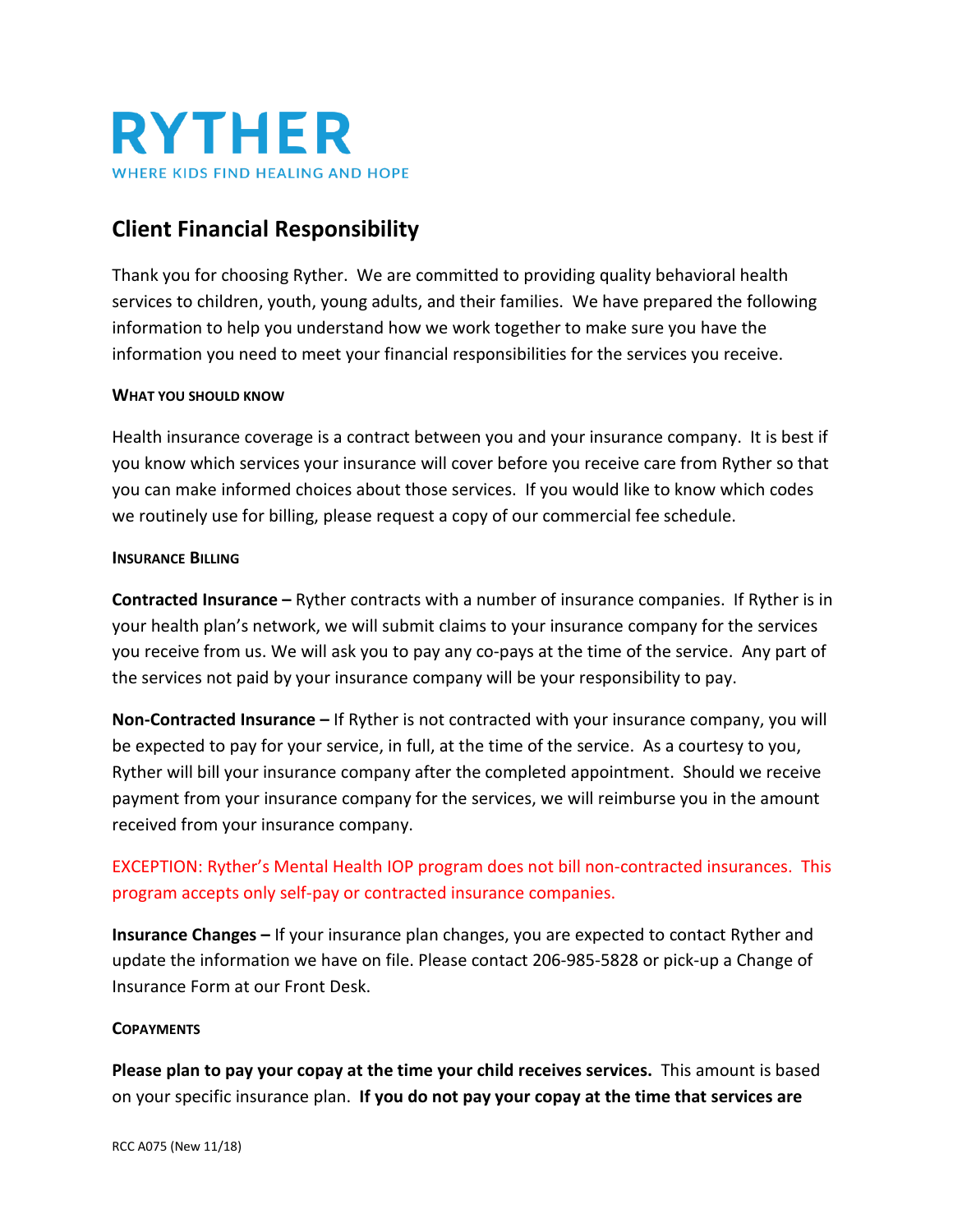# RYTHER

WHERE KIDS FIND HEALING AND HOPE

## Client Financial Responsibility

Thank you for choosing Ryther. We are committed to providing quality behavioral health services to children, youth, young adults, and their families. We have prepared the following information to help you understand how we work together to make sure you have the information you need to meet your financial responsibilities for the services you receive.

### WHAT YOU SHOULD KNOW

Health insurance coverage is a contract between you and your insurance company. It is best if you know which services your insurance will cover before you receive care from Ryther so that you can make informed choices about those services. If you would like to know which codes we routinely use for billing, please request a copy of our commercial fee schedule.

### INSURANCE BILLING

**Contracted Insurance –** Ryther contracts with a number of insurance companies. If Ryther is in your health plan's network, we will submit claims to your insurance company for the services you receive from us. We will ask you to pay any co-pays at the time of the service. Any part of the services not paid by your insurance company will be your responsibility to pay.

**Non-Contracted Insurance –** If Ryther is not contracted with your insurance company, you will be expected to pay for your service, in full, at the time of the service. As a courtesy to you, Ryther will bill your insurance company after the completed appointment. Should we receive payment from your insurance company for the services, we will reimburse you in the amount received from your insurance company.

EXCEPTION: Ryther's Mental Health IOP program does not bill non-contracted insurances. This program accepts only self-pay or contracted insurance companies.

**Insurance Changes –** If your insurance plan changes, you are expected to contact Ryther and update the information we have on file. Please contact 206-985-5828 or pick-up a Change of Insurance Form at our Front Desk.

### COPAYMENTS

**Please plan to pay your copay at the time your child receives services.** This amount is based on your specific insurance plan. **If you do not pay your copay at the time that services are**

RCC A075 (New 11/18)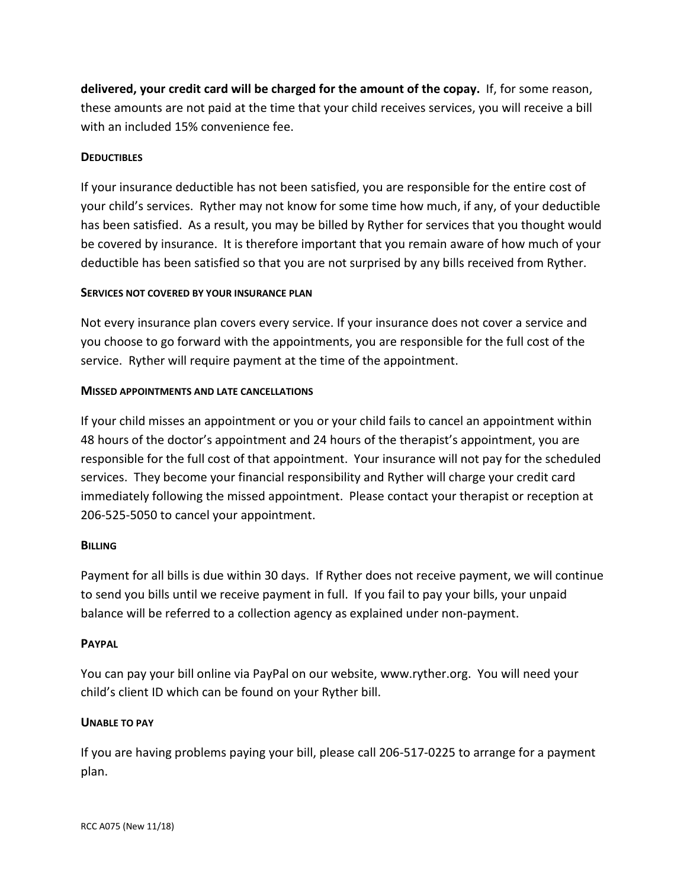**delivered, your credit card will be charged for the amount of the copay.** If, for some reason, these amounts are not paid at the time that your child receives services, you will receive a bill with an included 15% convenience fee.

**DEDUCTIBLES**

If your insurance deductible has not been satisfied, you are responsible for the entire cost of your child's services. Ryther may not know for some time how much, if any, of your deductible has been satisfied. As a result, you may be billed by Ryther for services that you thought would be covered by insurance. It is therefore important that you remain aware of how much of your deductible has been satisfied so that you are not surprised by any bills received from Ryther.

**SERVICES NOT COVERED BY YOUR INSURANCE PLAN**

Not every insurance plan covers every service. If your insurance does not cover a service and you choose to go forward with the appointments, you are responsible for the full cost of the service. Ryther will require payment at the time of the appointment.

**MISSED APPOINTMENTS AND LATE CANCELLATIONS**

If your child misses an appointment or you or your child fails to cancel an appointment within 48 hours of the doctor's appointment and 24 hours of the therapist's appointment, you are responsible for the full cost of that appointment. Your insurance will not pay for the scheduled services. They become your financial responsibility and Ryther will charge your credit card immediately following the missed appointment. Please contact your therapist or reception at 206-525-5050 to cancel your appointment.

**BILLING**

Payment for all bills is due within 30 days. If Ryther does not receive payment, we will continue to send you bills until we receive payment in full. If you fail to pay your bills, your unpaid balance will be referred to a collection agency as explained under non-payment.

**PAYPAL**

You can pay your bill online via PayPal on our website, www.ryther.org. You will need your child's client ID which can be found on your Ryther bill.

**UNABLE TO PAY**

If you are having problems paying your bill, please call 206-517-0225 to arrange for a payment plan.

RCC A075 (New 11/18)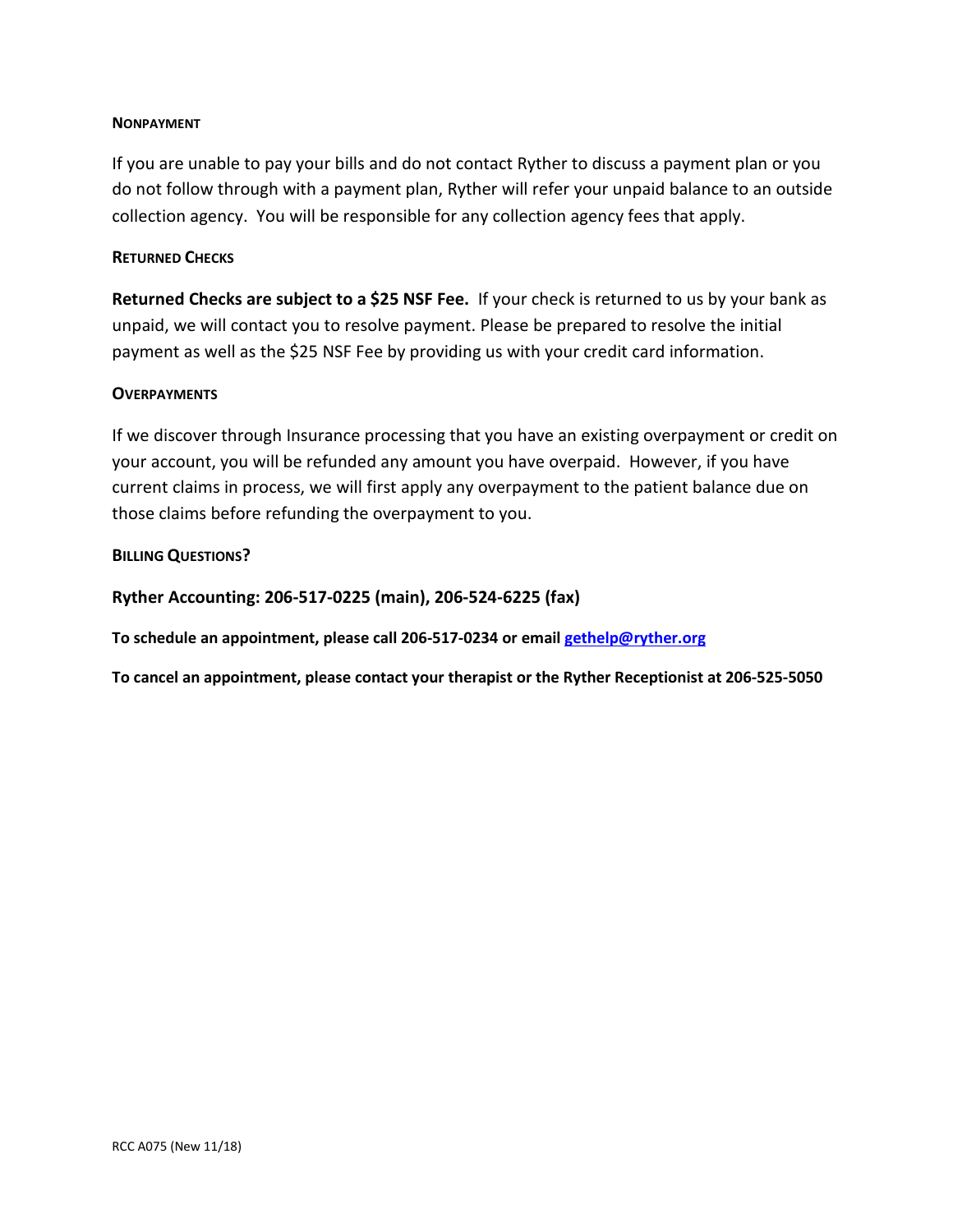**NONPAYMENT**

If you are unable to pay your bills and do not contact Ryther to discuss a payment plan or you do not follow through with a payment plan, Ryther will refer your unpaid balance to an outside collection agency. You will be responsible for any collection agency fees that apply.

**RETURNED CHECKS**

**Returned Checks are subject to a $25 NSF Fee.** If your check is returned to us by your bank as unpaid, we will contact you to resolve payment. Please be prepared to resolve the initial payment as well as the $25 NSF Fee by providing us with your credit card information.

**OVERPAYMENTS**

If we discover through Insurance processing that you have an existing overpayment or credit on your account, you will be refunded any amount you have overpaid. However, if you have current claims in process, we will first apply any overpayment to the patient balance due on those claims before refunding the overpayment to you.

**BILLING QUESTIONS?**

**Ryther Accounting: 206-517-0225 (main), 206-524-6225 (fax)**

**To schedule an appointment, please call 206-517-0234 or email [gethelp@ryther.org](mailto:gethelp@ryther.org)**

**To cancel an appointment, please contact your therapist or the Ryther Receptionist at 206-525-5050**

RCC A075 (New 11/18)